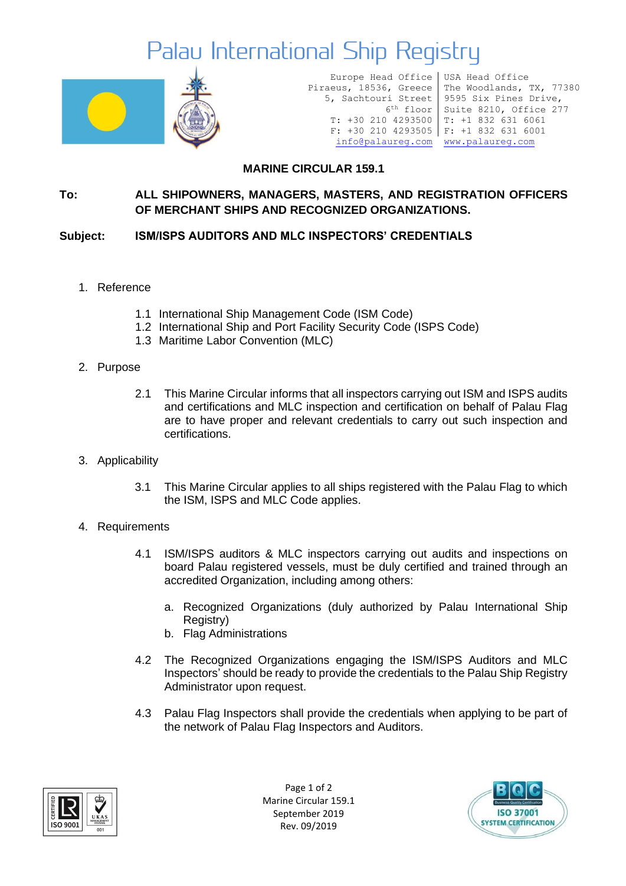# Palau International Ship Registry

Europe Head Office
Piraeus, 18536, Greece
5, Sachtouri Street
6th floor
T: +30 210 4293500
F: +30 210 4293505
info@palaureg.com

USA Head Office
The Woodlands, TX, 77380
9595 Six Pines Drive,
Suite 8210, Office 277
T: +1 832 631 6061
F: +1 832 631 6001
www.palaureg.com

## MARINE CIRCULAR 159.1

**To:** **ALL SHIPOWNERS, MANAGERS, MASTERS, AND REGISTRATION OFFICERS OF MERCHANT SHIPS AND RECOGNIZED ORGANIZATIONS.**

**Subject:** **ISM/ISPS AUDITORS AND MLC INSPECTORS' CREDENTIALS**

1. Reference

    1.1 International Ship Management Code (ISM Code)
    1.2 International Ship and Port Facility Security Code (ISPS Code)
    1.3 Maritime Labor Convention (MLC)

2. Purpose

    2.1 This Marine Circular informs that all inspectors carrying out ISM and ISPS audits and certifications and MLC inspection and certification on behalf of Palau Flag are to have proper and relevant credentials to carry out such inspection and certifications.

3. Applicability

    3.1 This Marine Circular applies to all ships registered with the Palau Flag to which the ISM, ISPS and MLC Code applies.

4. Requirements

    4.1 ISM/ISPS auditors & MLC inspectors carrying out audits and inspections on board Palau registered vessels, must be duly certified and trained through an accredited Organization, including among others:

    a. Recognized Organizations (duly authorized by Palau International Ship Registry)
    b. Flag Administrations

    4.2 The Recognized Organizations engaging the ISM/ISPS Auditors and MLC Inspectors' should be ready to provide the credentials to the Palau Ship Registry Administrator upon request.

    4.3 Palau Flag Inspectors shall provide the credentials when applying to be part of the network of Palau Flag Inspectors and Auditors.

Marine Circular 159.1
September 2019
Rev. 09/2019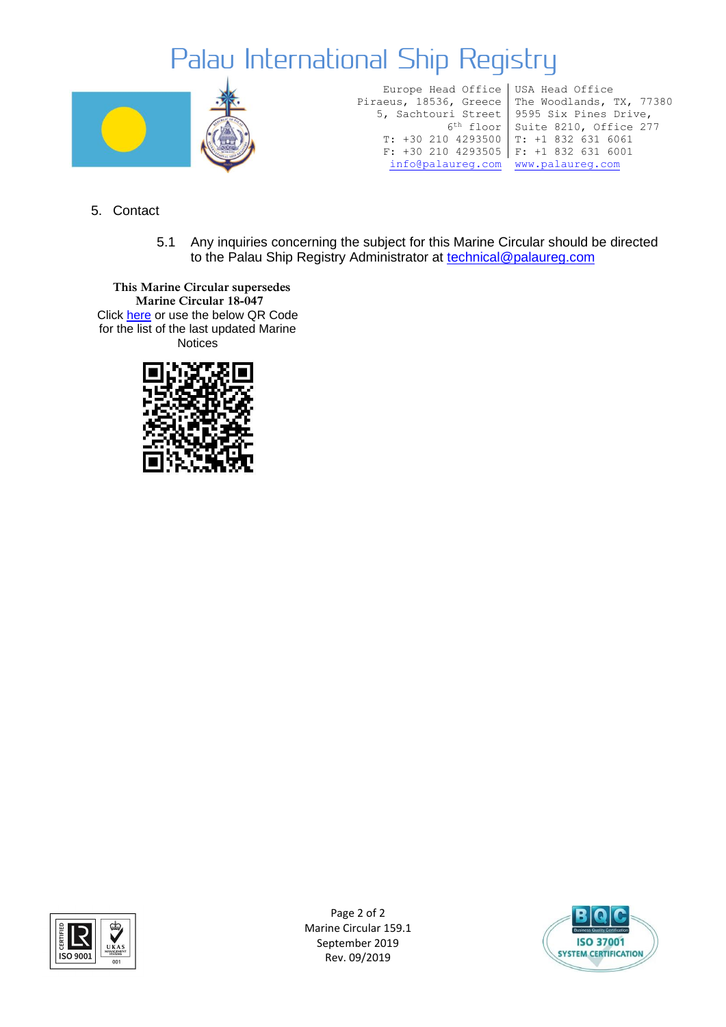5. Contact

    5.1 Any inquiries concerning the subject for this Marine Circular should be directed to the Palau Ship Registry Administrator at technical@palaureg.com

**This Marine Circular supersedes Marine Circular 18-047**

Click here or use the below QR Code for the list of the last updated Marine Notices